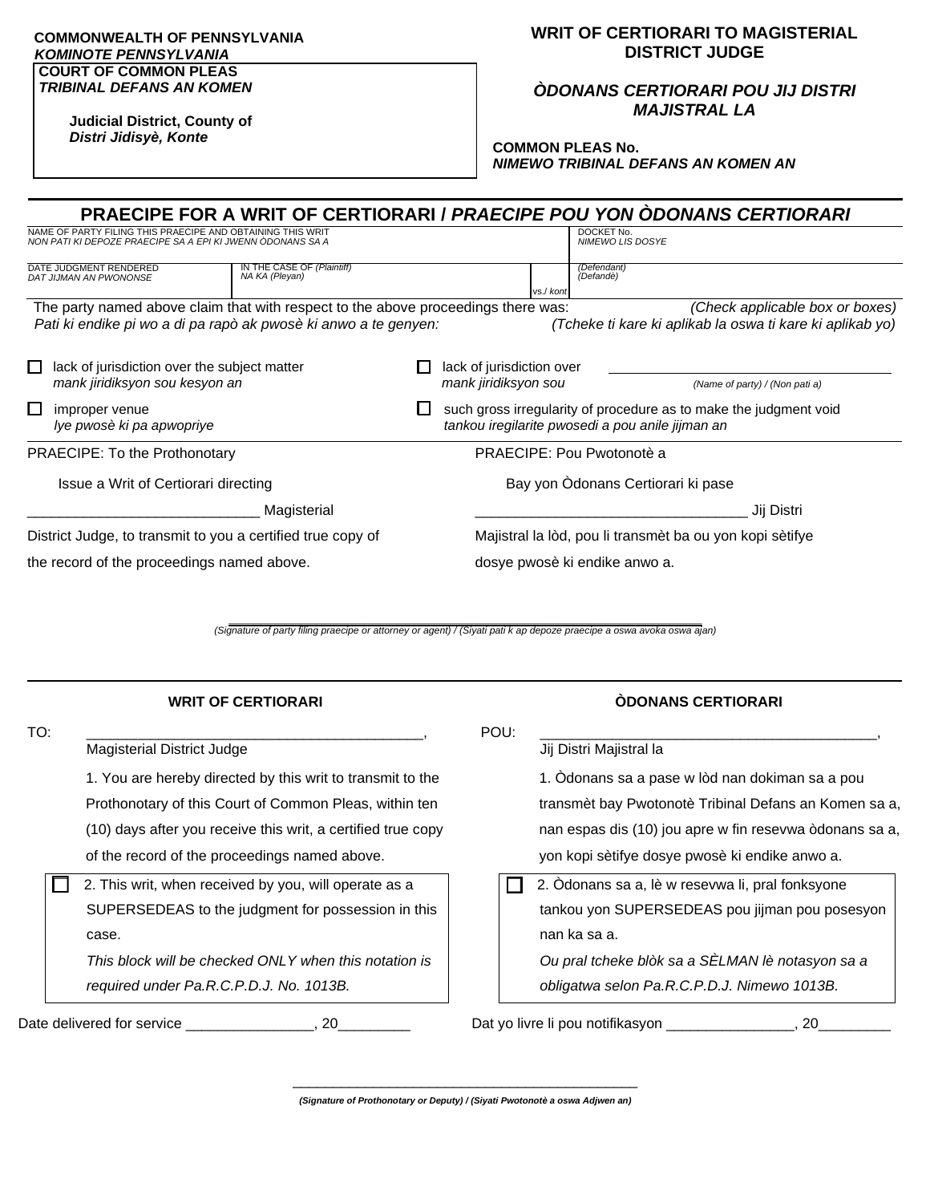**COMMONWEALTH OF PENNSYLVANIA**
***KOMINOTE PENNSYLVANIA***

**COURT OF COMMON PLEAS**
***TRIBINAL DEFANS AN KOMEN***

**Judicial District, County of**
***Distri Jidisyè, Konte***

## WRIT OF CERTIORARI TO MAGISTERIAL DISTRICT JUDGE

## *ÒDONANS CERTIORARI POU JIJ DISTRI MAJISTRAL LA*

**COMMON PLEAS No.**
***NIMEWO TRIBINAL DEFANS AN KOMEN AN***

## PRAECIPE FOR A WRIT OF CERTIORARI / *PRAECIPE POU YON ÒDONANS CERTIORARI*

| NAME OF PARTY FILING THIS PRAECIPE AND OBTAINING THIS WRIT *NON PATI KI DEPOZE PRAECIPE SA A EPI KI JWENN ÒDONANS SA A* | | | DOCKET No. *NIMEWO LIS DOSYE* |
|---|---|---|---|
| DATE JUDGMENT RENDERED *DAT JIJMAN AN PWONONSE* | IN THE CASE OF *(Plaintiff)* *NA KA (Pleyan)* | vs./ *kont* | *(Defendant)* *(Defandè)* |

The party named above claim that with respect to the above proceedings there was: *(Check applicable box or boxes)*
*Pati ki endike pi wo a di pa rapò ak pwosè ki anwo a te genyen: (Tcheke ti kare ki aplikab la oswa ti kare ki aplikab yo)*

- ☐ lack of jurisdiction over the subject matter
  *mank jiridiksyon sou kesyon an*
- ☐ lack of jurisdiction over ______________________ *(Name of party) / (Non pati a)*
  *mank jiridiksyon sou*
- ☐ improper venue
  *lye pwosè ki pa apwopriye*
- ☐ such gross irregularity of procedure as to make the judgment void
  *tankou iregilarite pwosedi a pou anile jijman an*

PRAECIPE: To the Prothonotary

Issue a Writ of Certiorari directing

____________________________ Magisterial District Judge, to transmit to you a certified true copy of the record of the proceedings named above.

PRAECIPE: Pou Pwotonotè a

Bay yon Òdonans Certiorari ki pase

__________________________________ Jij Distri Majistral la lòd, pou li transmèt ba ou yon kopi sètifye dosye pwosè ki endike anwo a.

______________________________________________
*(Signature of party filing praecipe or attorney or agent) / (Siyati pati k ap depoze praecipe a oswa avoka oswa ajan)*

### WRIT OF CERTIORARI

TO: __________________________________________,
Magisterial District Judge

1. You are hereby directed by this writ to transmit to the Prothonotary of this Court of Common Pleas, within ten (10) days after you receive this writ, a certified true copy of the record of the proceedings named above.

☐ 2. This writ, when received by you, will operate as a SUPERSEDEAS to the judgment for possession in this case.
*This block will be checked ONLY when this notation is required under Pa.R.C.P.D.J. No. 1013B.*

Date delivered for service ________________, 20_________

### ÒDONANS CERTIORARI

POU: __________________________________________,
Jij Distri Majistral la

1. Òdonans sa a pase w lòd nan dokiman sa a pou transmèt bay Pwotonotè Tribinal Defans an Komen sa a, nan espas dis (10) jou apre w fin resevwa òdonans sa a, yon kopi sètifye dosye pwosè ki endike anwo a.

☐ 2. Òdonans sa a, lè w resevwa li, pral fonksyone tankou yon SUPERSEDEAS pou jijman pou posesyon nan ka sa a.
*Ou pral tcheke blòk sa a SÈLMAN lè notasyon sa a obligatwa selon Pa.R.C.P.D.J. Nimewo 1013B.*

Dat yo livre li pou notifikasyon ________________, 20_________

______________________________________________
***(Signature of Prothonotary or Deputy) / (Siyati Pwotonotè a oswa Adjwen an)***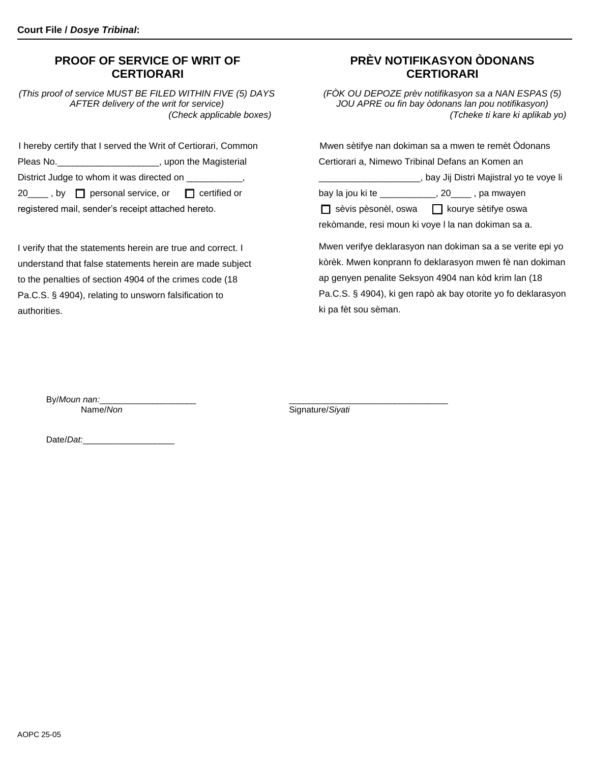**Court File / *Dosye Tribinal*:**

## PROOF OF SERVICE OF WRIT OF CERTIORARI

*(This proof of service MUST BE FILED WITHIN FIVE (5) DAYS AFTER delivery of the writ for service)*
*(Check applicable boxes)*

I hereby certify that I served the Writ of Certiorari, Common Pleas No.____________________, upon the Magisterial District Judge to whom it was directed on ___________, 20____ , by ☐ personal service, or ☐ certified or registered mail, sender's receipt attached hereto.

I verify that the statements herein are true and correct. I understand that false statements herein are made subject to the penalties of section 4904 of the crimes code (18 Pa.C.S. § 4904), relating to unsworn falsification to authorities.

## PRÈV NOTIFIKASYON ÒDONANS CERTIORARI

*(FÒK OU DEPOZE prèv notifikasyon sa a NAN ESPAS (5) JOU APRE ou fin bay òdonans lan pou notifikasyon)*
*(Tcheke ti kare ki aplikab yo)*

Mwen sètifye nan dokiman sa a mwen te remèt Òdonans Certiorari a, Nimewo Tribinal Defans an Komen an ____________________, bay Jij Distri Majistral yo te voye li bay la jou ki te ___________, 20____ , pa mwayen ☐ sèvis pèsonèl, oswa ☐ kourye sètifye oswa rekòmande, resi moun ki voye l la nan dokiman sa a.

Mwen verifye deklarasyon nan dokiman sa a se verite epi yo kòrèk. Mwen konprann fo deklarasyon mwen fè nan dokiman ap genyen penalite Seksyon 4904 nan kòd krim lan (18 Pa.C.S. § 4904), ki gen rapò ak bay otorite yo fo deklarasyon ki pa fèt sou sèman.

By/*Moun nan:*____________________
Name/*Non*

________________________________
Signature/*Siyati*

Date/*Dat:*___________________

AOPC 25-05